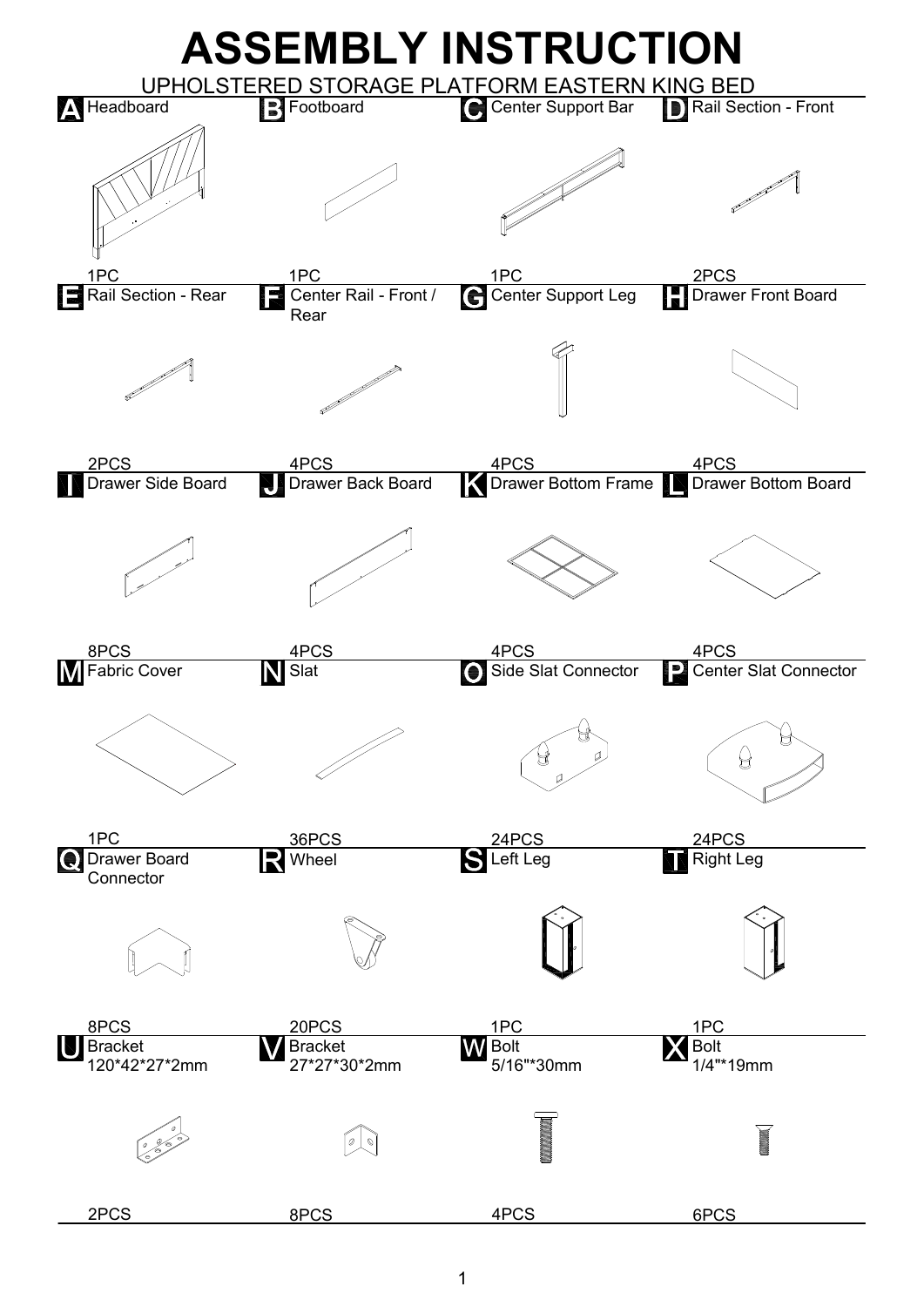# ASSEMBLY INSTRUCTION

## UPHOLSTERED STORAGE PLATFORM EASTERN KING BED

| Part | Name | Quantity |
|---|---|---|
| A | Headboard | 1PC |
| B | Footboard | 1PC |
| C | Center Support Bar | 1PC |
| D | Rail Section - Front | 2PCS |
| E | Rail Section - Rear | 2PCS |
| F | Center Rail - Front / Rear | 4PCS |
| G | Center Support Leg | 4PCS |
| H | Drawer Front Board | 4PCS |
| I | Drawer Side Board | 8PCS |
| J | Drawer Back Board | 4PCS |
| K | Drawer Bottom Frame | 4PCS |
| L | Drawer Bottom Board | 4PCS |
| M | Fabric Cover | 1PC |
| N | Slat | 36PCS |
| O | Side Slat Connector | 24PCS |
| P | Center Slat Connector | 24PCS |
| Q | Drawer Board Connector | 8PCS |
| R | Wheel | 20PCS |
| S | Left Leg | 1PC |
| T | Right Leg | 1PC |
| U | Bracket 120*42*27*2mm | 2PCS |
| V | Bracket 27*27*30*2mm | 8PCS |
| W | Bolt 5/16"*30mm | 4PCS |
| X | Bolt 1/4"*19mm | 6PCS |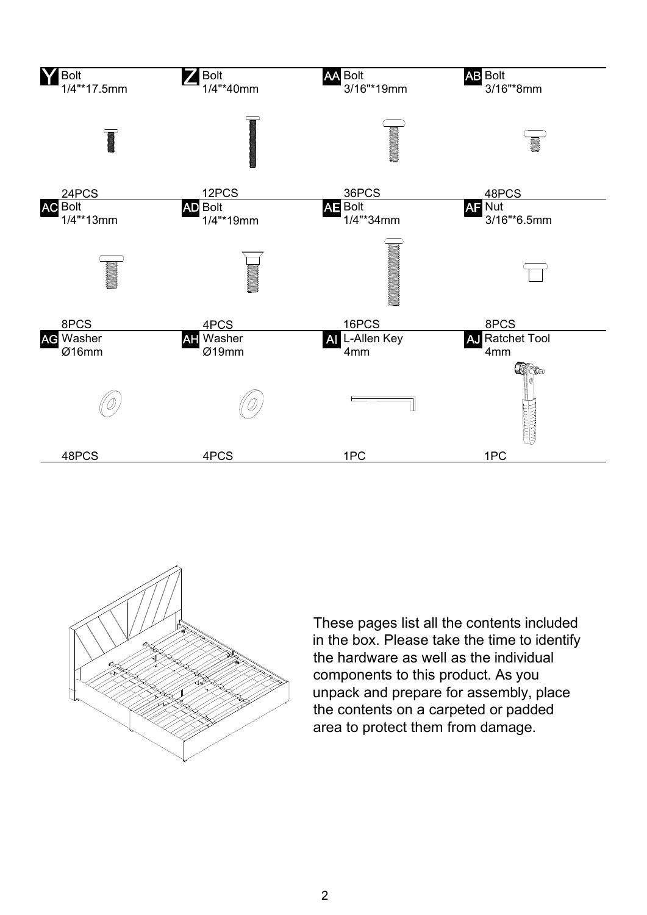| Y | Z | AA | AB |
| --- | --- | --- | --- |
| Bolt 1/4"*17.5mm | Bolt 1/4"*40mm | Bolt 3/16"*19mm | Bolt 3/16"*8mm |
| 24PCS | 12PCS | 36PCS | 48PCS |

| AC | AD | AE | AF |
| --- | --- | --- | --- |
| Bolt 1/4"*13mm | Bolt 1/4"*19mm | Bolt 1/4"*34mm | Nut 3/16"*6.5mm |
| 8PCS | 4PCS | 16PCS | 8PCS |

| AG | AH | AI | AJ |
| --- | --- | --- | --- |
| Washer Ø16mm | Washer Ø19mm | L-Allen Key 4mm | Ratchet Tool 4mm |
| 48PCS | 4PCS | 1PC | 1PC |

These pages list all the contents included in the box. Please take the time to identify the hardware as well as the individual components to this product. As you unpack and prepare for assembly, place the contents on a carpeted or padded area to protect them from damage.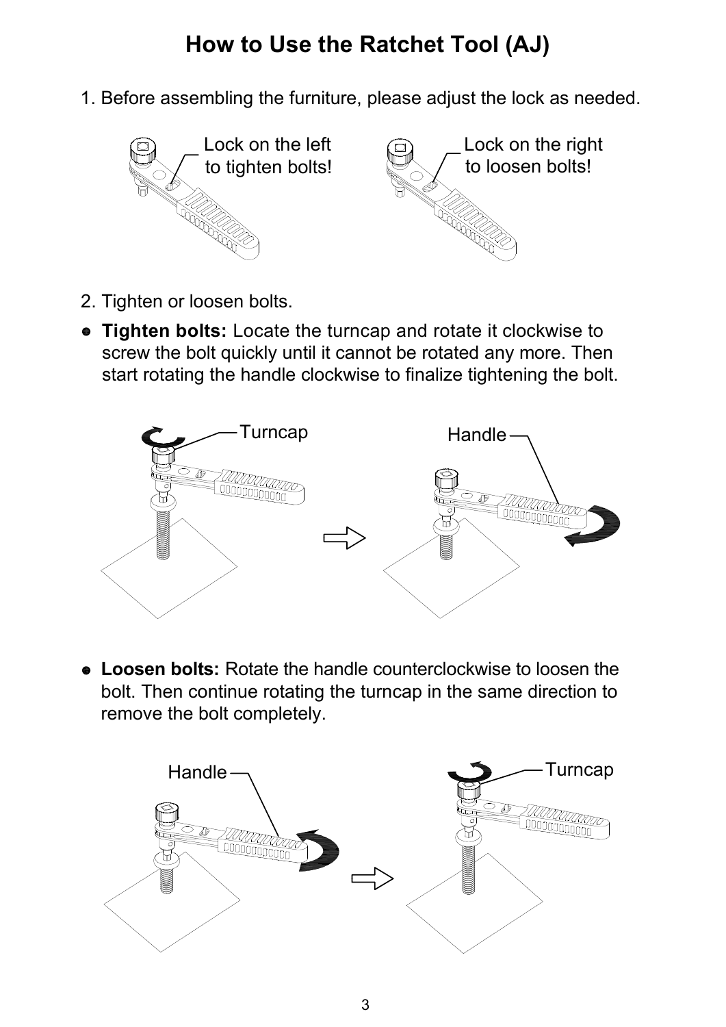# How to Use the Ratchet Tool (AJ)

1. Before assembling the furniture, please adjust the lock as needed.

Lock on the left to tighten bolts!

Lock on the right to loosen bolts!

2. Tighten or loosen bolts.

- **Tighten bolts:** Locate the turncap and rotate it clockwise to screw the bolt quickly until it cannot be rotated any more. Then start rotating the handle clockwise to finalize tightening the bolt.

Turncap

Handle

- **Loosen bolts:** Rotate the handle counterclockwise to loosen the bolt. Then continue rotating the turncap in the same direction to remove the bolt completely.

Handle

Turncap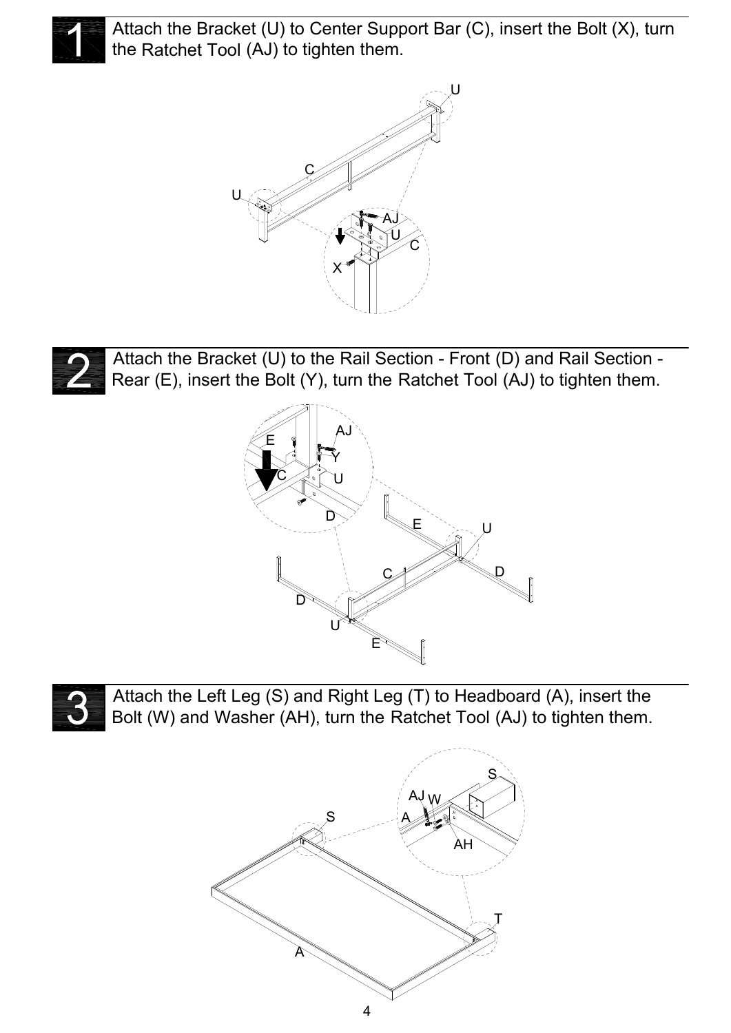## 1

Attach the Bracket (U) to Center Support Bar (C), insert the Bolt (X), turn the Ratchet Tool (AJ) to tighten them.

## 2

Attach the Bracket (U) to the Rail Section - Front (D) and Rail Section - Rear (E), insert the Bolt (Y), turn the Ratchet Tool (AJ) to tighten them.

## 3

Attach the Left Leg (S) and Right Leg (T) to Headboard (A), insert the Bolt (W) and Washer (AH), turn the Ratchet Tool (AJ) to tighten them.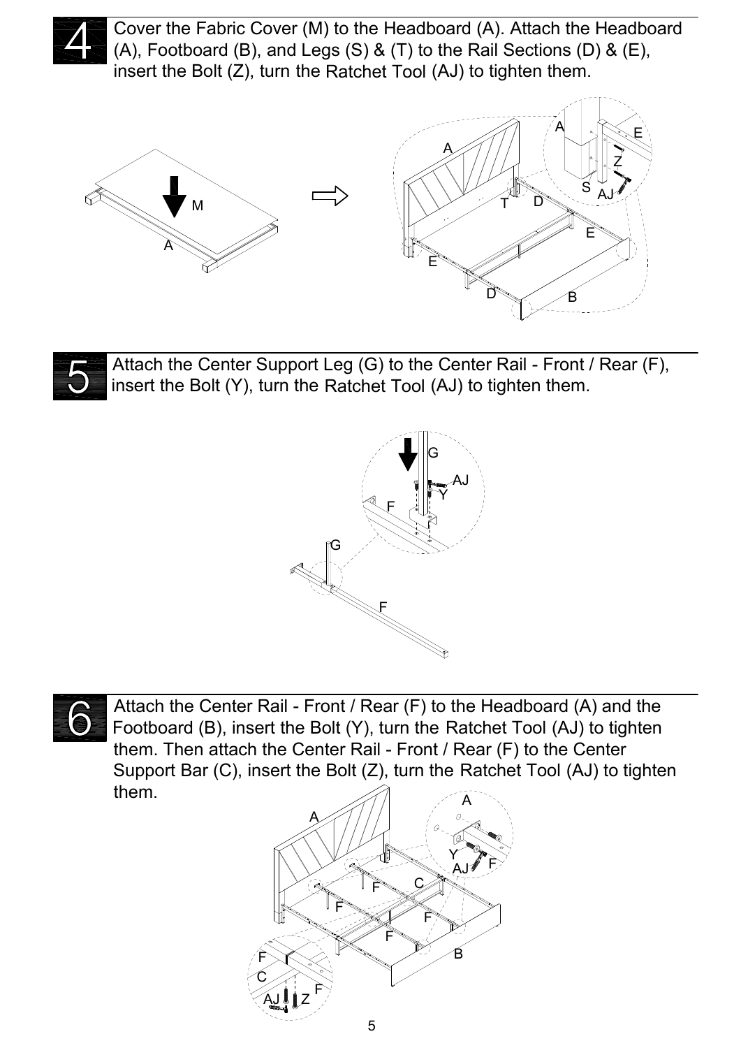## 4

Cover the Fabric Cover (M) to the Headboard (A). Attach the Headboard (A), Footboard (B), and Legs (S) & (T) to the Rail Sections (D) & (E), insert the Bolt (Z), turn the Ratchet Tool (AJ) to tighten them.

## 5

Attach the Center Support Leg (G) to the Center Rail - Front / Rear (F), insert the Bolt (Y), turn the Ratchet Tool (AJ) to tighten them.

## 6

Attach the Center Rail - Front / Rear (F) to the Headboard (A) and the Footboard (B), insert the Bolt (Y), turn the Ratchet Tool (AJ) to tighten them. Then attach the Center Rail - Front / Rear (F) to the Center Support Bar (C), insert the Bolt (Z), turn the Ratchet Tool (AJ) to tighten them.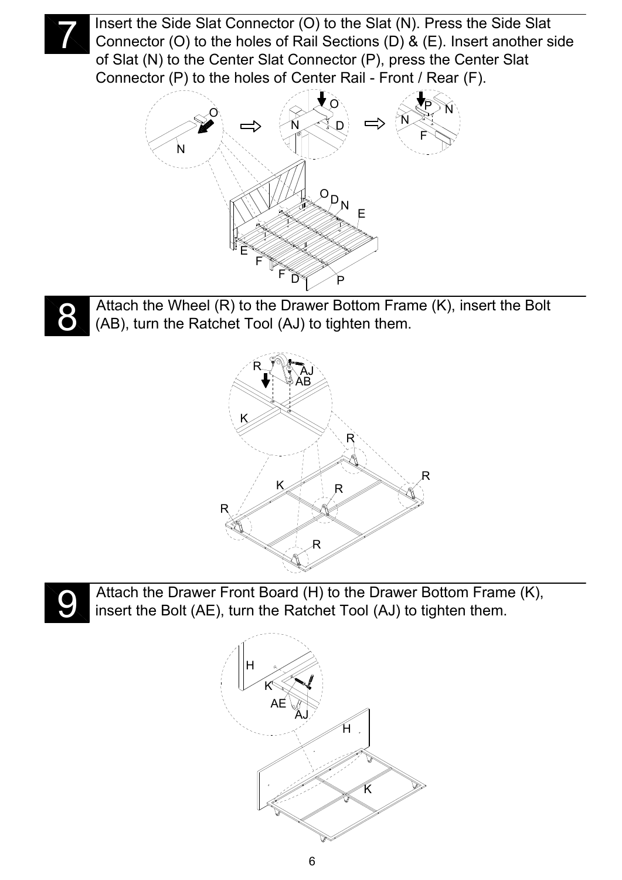## 7

Insert the Side Slat Connector (O) to the Slat (N). Press the Side Slat Connector (O) to the holes of Rail Sections (D) & (E). Insert another side of Slat (N) to the Center Slat Connector (P), press the Center Slat Connector (P) to the holes of Center Rail - Front / Rear (F).

## 8

Attach the Wheel (R) to the Drawer Bottom Frame (K), insert the Bolt (AB), turn the Ratchet Tool (AJ) to tighten them.

## 9

Attach the Drawer Front Board (H) to the Drawer Bottom Frame (K), insert the Bolt (AE), turn the Ratchet Tool (AJ) to tighten them.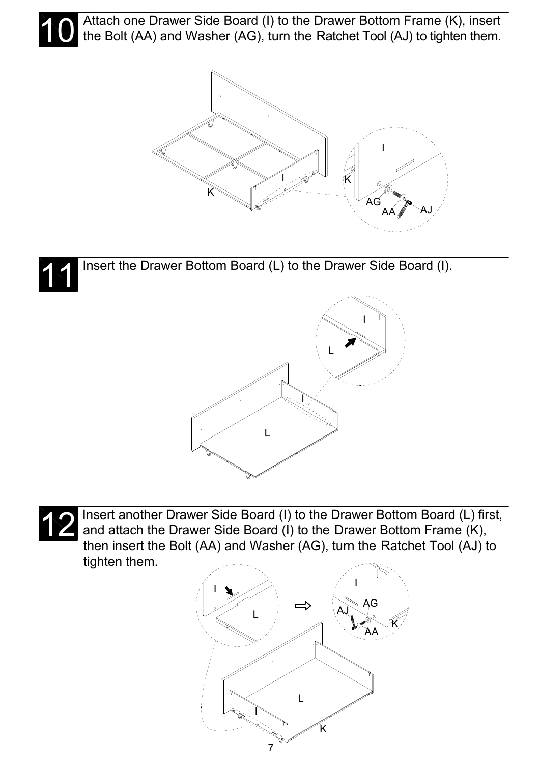## 10

Attach one Drawer Side Board (I) to the Drawer Bottom Frame (K), insert the Bolt (AA) and Washer (AG), turn the Ratchet Tool (AJ) to tighten them.

## 11

Insert the Drawer Bottom Board (L) to the Drawer Side Board (I).

## 12

Insert another Drawer Side Board (I) to the Drawer Bottom Board (L) first, and attach the Drawer Side Board (I) to the Drawer Bottom Frame (K), then insert the Bolt (AA) and Washer (AG), turn the Ratchet Tool (AJ) to tighten them.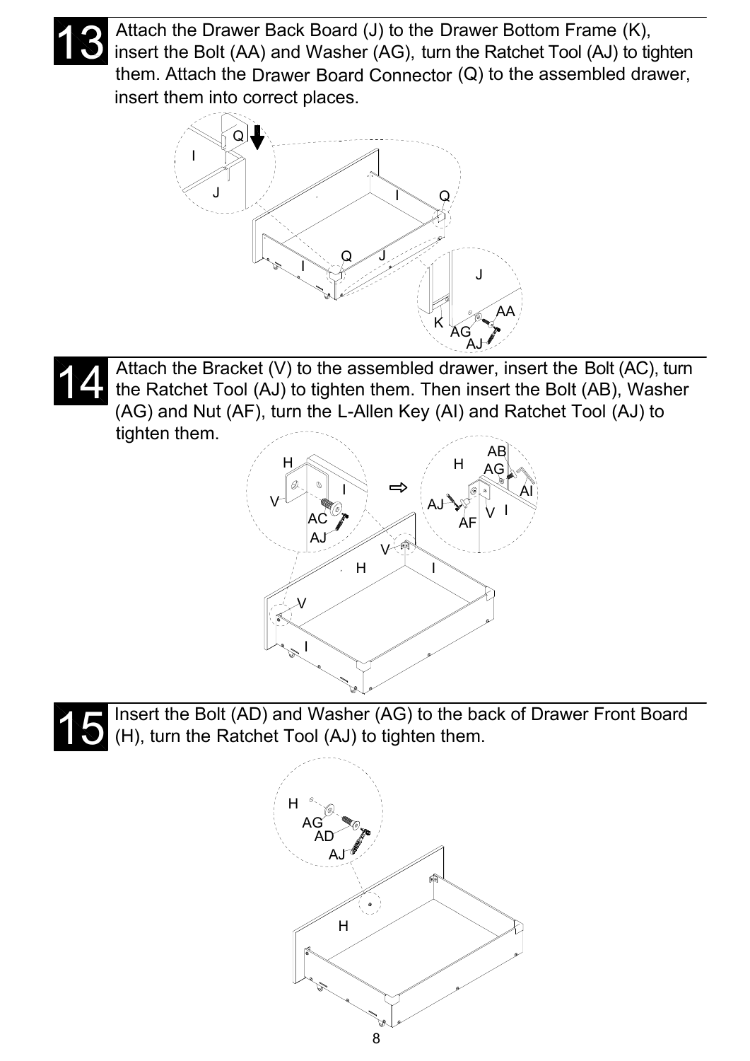## 13

Attach the Drawer Back Board (J) to the Drawer Bottom Frame (K), insert the Bolt (AA) and Washer (AG), turn the Ratchet Tool (AJ) to tighten them. Attach the Drawer Board Connector (Q) to the assembled drawer, insert them into correct places.

## 14

Attach the Bracket (V) to the assembled drawer, insert the Bolt (AC), turn the Ratchet Tool (AJ) to tighten them. Then insert the Bolt (AB), Washer (AG) and Nut (AF), turn the L-Allen Key (AI) and Ratchet Tool (AJ) to tighten them.

## 15

Insert the Bolt (AD) and Washer (AG) to the back of Drawer Front Board (H), turn the Ratchet Tool (AJ) to tighten them.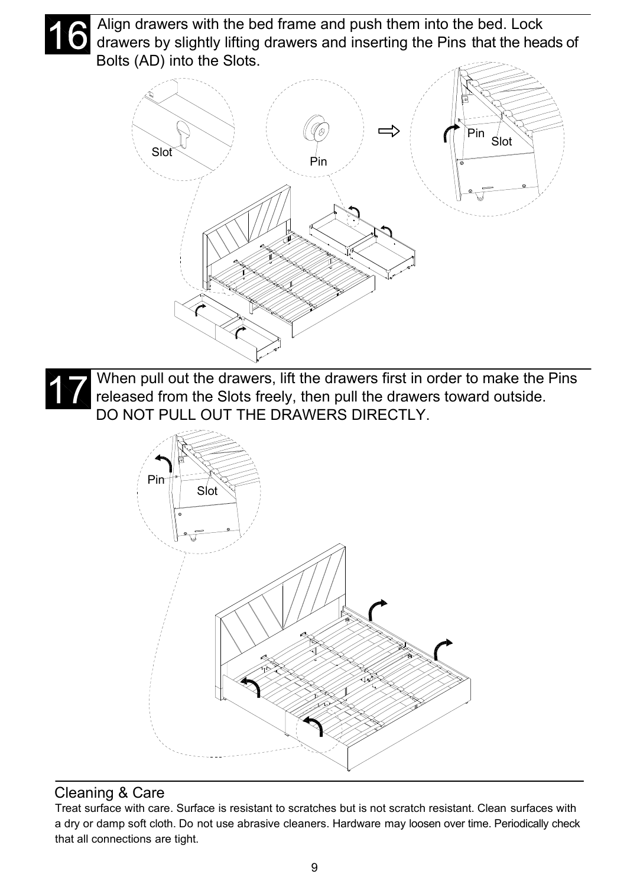**16** Align drawers with the bed frame and push them into the bed. Lock drawers by slightly lifting drawers and inserting the Pins that the heads of Bolts (AD) into the Slots.

Slot

Pin

Pin

Slot

**17** When pull out the drawers, lift the drawers first in order to make the Pins released from the Slots freely, then pull the drawers toward outside. DO NOT PULL OUT THE DRAWERS DIRECTLY.

Pin

Slot

## Cleaning & Care

Treat surface with care. Surface is resistant to scratches but is not scratch resistant. Clean surfaces with a dry or damp soft cloth. Do not use abrasive cleaners. Hardware may loosen over time. Periodically check that all connections are tight.